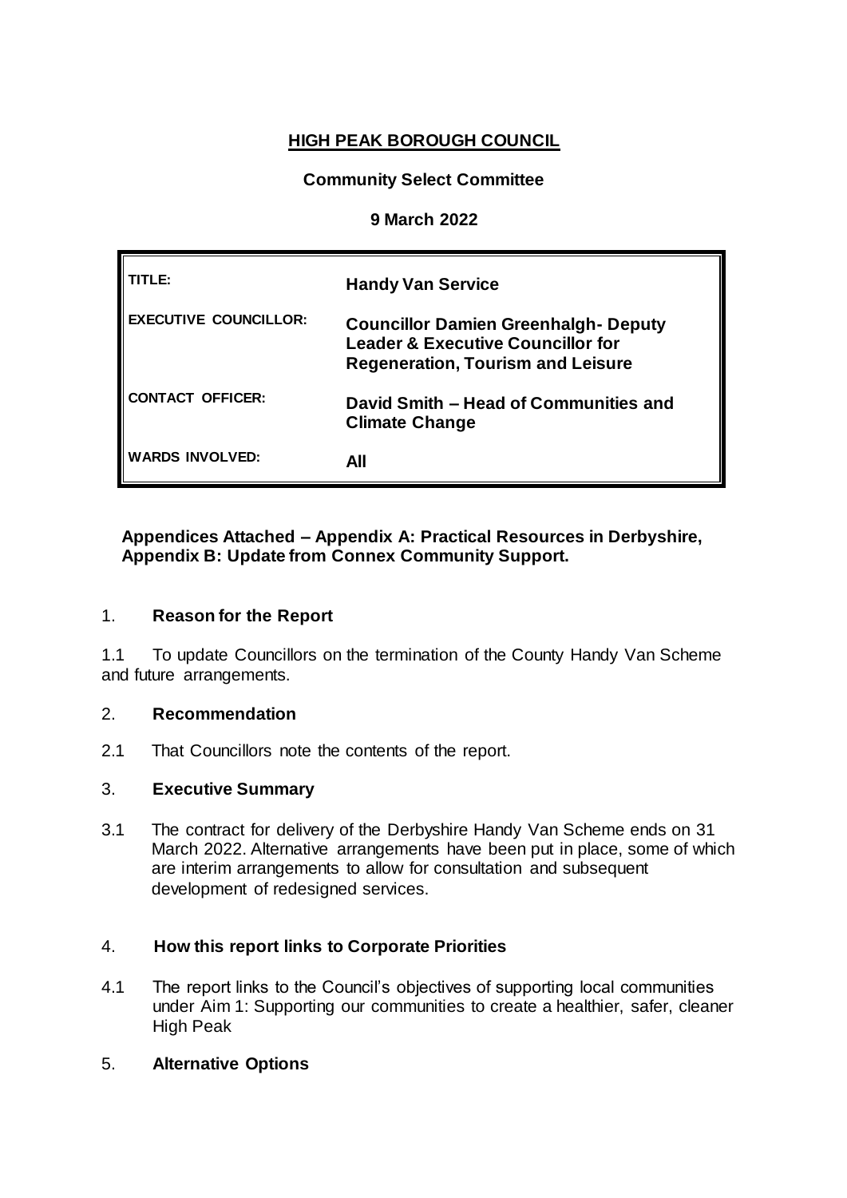# HIGH PEAK BOROUGH COUNCIL

**Community Select Committee**

**9 March 2022**

| | |
|---|---|
| **TITLE:** | **Handy Van Service** |
| **EXECUTIVE COUNCILLOR:** | **Councillor Damien Greenhalgh- Deputy Leader & Executive Councillor for Regeneration, Tourism and Leisure** |
| **CONTACT OFFICER:** | **David Smith – Head of Communities and Climate Change** |
| **WARDS INVOLVED:** | **All** |

**Appendices Attached – Appendix A: Practical Resources in Derbyshire, Appendix B: Update from Connex Community Support.**

## 1. Reason for the Report

1.1 To update Councillors on the termination of the County Handy Van Scheme and future arrangements.

## 2. Recommendation

2.1 That Councillors note the contents of the report.

## 3. Executive Summary

3.1 The contract for delivery of the Derbyshire Handy Van Scheme ends on 31 March 2022. Alternative arrangements have been put in place, some of which are interim arrangements to allow for consultation and subsequent development of redesigned services.

## 4. How this report links to Corporate Priorities

4.1 The report links to the Council's objectives of supporting local communities under Aim 1: Supporting our communities to create a healthier, safer, cleaner High Peak

## 5. Alternative Options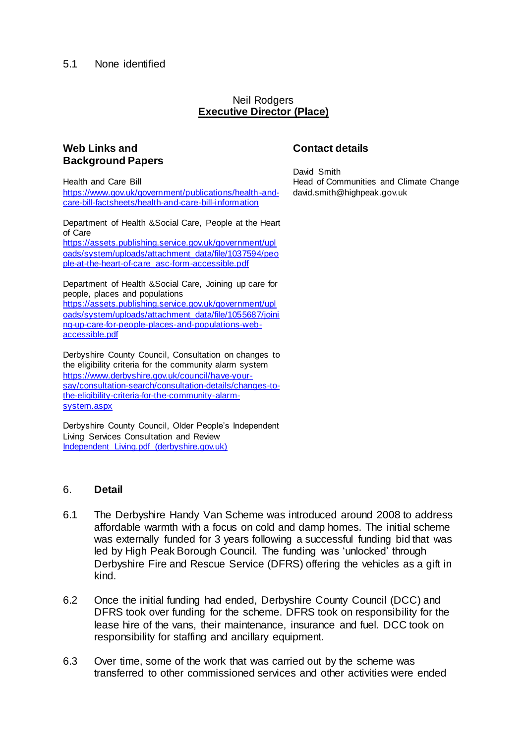5.1 None identified

Neil Rodgers
**Executive Director (Place)**

## Web Links and Background Papers

Health and Care Bill
[https://www.gov.uk/government/publications/health-and-care-bill-factsheets/health-and-care-bill-information](https://www.gov.uk/government/publications/health-and-care-bill-factsheets/health-and-care-bill-information)

Department of Health &Social Care, People at the Heart of Care
[https://assets.publishing.service.gov.uk/government/uploads/system/uploads/attachment_data/file/1037594/people-at-the-heart-of-care_asc-form-accessible.pdf](https://assets.publishing.service.gov.uk/government/uploads/system/uploads/attachment_data/file/1037594/people-at-the-heart-of-care_asc-form-accessible.pdf)

Department of Health &Social Care, Joining up care for people, places and populations
[https://assets.publishing.service.gov.uk/government/uploads/system/uploads/attachment_data/file/1055687/joining-up-care-for-people-places-and-populations-web-accessible.pdf](https://assets.publishing.service.gov.uk/government/uploads/system/uploads/attachment_data/file/1055687/joining-up-care-for-people-places-and-populations-web-accessible.pdf)

Derbyshire County Council, Consultation on changes to the eligibility criteria for the community alarm system
[https://www.derbyshire.gov.uk/council/have-your-say/consultation-search/consultation-details/changes-to-the-eligibility-criteria-for-the-community-alarm-system.aspx](https://www.derbyshire.gov.uk/council/have-your-say/consultation-search/consultation-details/changes-to-the-eligibility-criteria-for-the-community-alarm-system.aspx)

Derbyshire County Council, Older People's Independent Living Services Consultation and Review
Independent_Living.pdf (derbyshire.gov.uk)

## Contact details

David Smith
Head of Communities and Climate Change
david.smith@highpeak.gov.uk

## 6. Detail

6.1 The Derbyshire Handy Van Scheme was introduced around 2008 to address affordable warmth with a focus on cold and damp homes. The initial scheme was externally funded for 3 years following a successful funding bid that was led by High Peak Borough Council. The funding was 'unlocked' through Derbyshire Fire and Rescue Service (DFRS) offering the vehicles as a gift in kind.

6.2 Once the initial funding had ended, Derbyshire County Council (DCC) and DFRS took over funding for the scheme. DFRS took on responsibility for the lease hire of the vans, their maintenance, insurance and fuel. DCC took on responsibility for staffing and ancillary equipment.

6.3 Over time, some of the work that was carried out by the scheme was transferred to other commissioned services and other activities were ended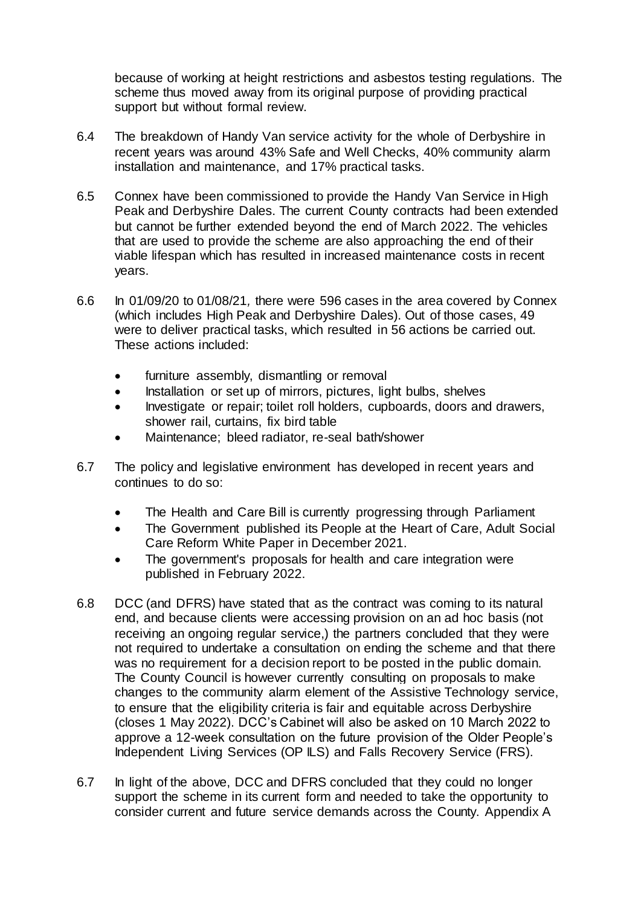because of working at height restrictions and asbestos testing regulations. The scheme thus moved away from its original purpose of providing practical support but without formal review.

6.4 The breakdown of Handy Van service activity for the whole of Derbyshire in recent years was around 43% Safe and Well Checks, 40% community alarm installation and maintenance, and 17% practical tasks.

6.5 Connex have been commissioned to provide the Handy Van Service in High Peak and Derbyshire Dales. The current County contracts had been extended but cannot be further extended beyond the end of March 2022. The vehicles that are used to provide the scheme are also approaching the end of their viable lifespan which has resulted in increased maintenance costs in recent years.

6.6 In 01/09/20 to 01/08/21, there were 596 cases in the area covered by Connex (which includes High Peak and Derbyshire Dales). Out of those cases, 49 were to deliver practical tasks, which resulted in 56 actions be carried out. These actions included:

- furniture assembly, dismantling or removal
- Installation or set up of mirrors, pictures, light bulbs, shelves
- Investigate or repair; toilet roll holders, cupboards, doors and drawers, shower rail, curtains, fix bird table
- Maintenance; bleed radiator, re-seal bath/shower

6.7 The policy and legislative environment has developed in recent years and continues to do so:

- The Health and Care Bill is currently progressing through Parliament
- The Government published its People at the Heart of Care, Adult Social Care Reform White Paper in December 2021.
- The government's proposals for health and care integration were published in February 2022.

6.8 DCC (and DFRS) have stated that as the contract was coming to its natural end, and because clients were accessing provision on an ad hoc basis (not receiving an ongoing regular service,) the partners concluded that they were not required to undertake a consultation on ending the scheme and that there was no requirement for a decision report to be posted in the public domain. The County Council is however currently consulting on proposals to make changes to the community alarm element of the Assistive Technology service, to ensure that the eligibility criteria is fair and equitable across Derbyshire (closes 1 May 2022). DCC's Cabinet will also be asked on 10 March 2022 to approve a 12-week consultation on the future provision of the Older People's Independent Living Services (OP ILS) and Falls Recovery Service (FRS).

6.7 In light of the above, DCC and DFRS concluded that they could no longer support the scheme in its current form and needed to take the opportunity to consider current and future service demands across the County. Appendix A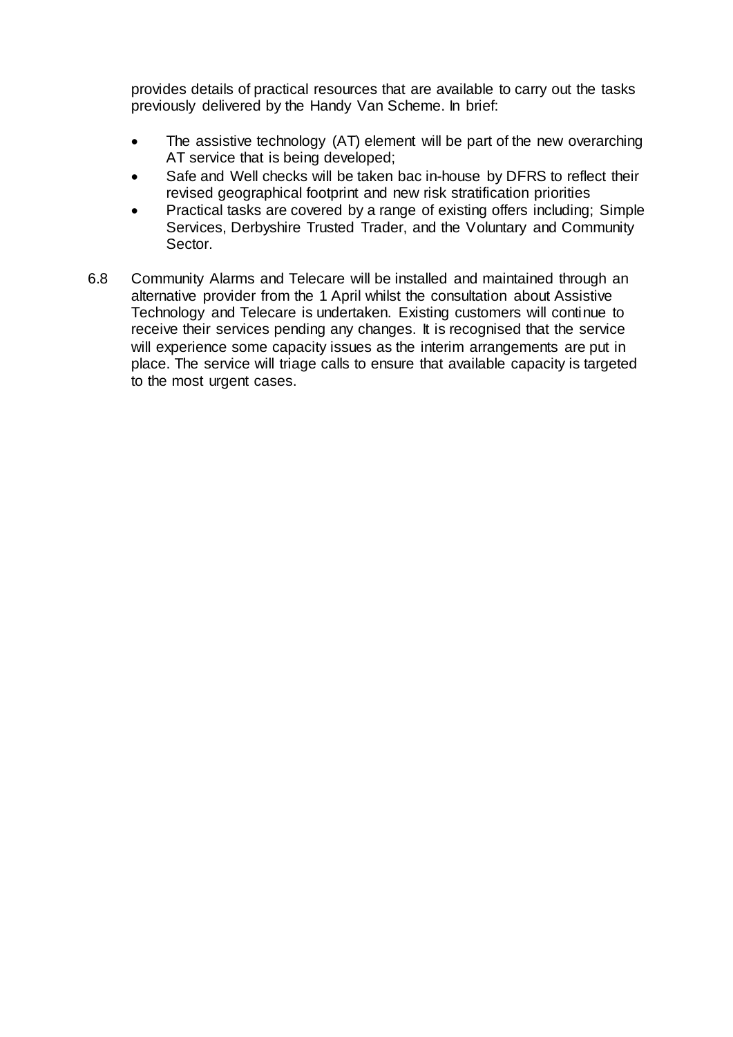provides details of practical resources that are available to carry out the tasks previously delivered by the Handy Van Scheme. In brief:

- The assistive technology (AT) element will be part of the new overarching AT service that is being developed;
- Safe and Well checks will be taken bac in-house by DFRS to reflect their revised geographical footprint and new risk stratification priorities
- Practical tasks are covered by a range of existing offers including; Simple Services, Derbyshire Trusted Trader, and the Voluntary and Community Sector.

6.8 Community Alarms and Telecare will be installed and maintained through an alternative provider from the 1 April whilst the consultation about Assistive Technology and Telecare is undertaken. Existing customers will continue to receive their services pending any changes. It is recognised that the service will experience some capacity issues as the interim arrangements are put in place. The service will triage calls to ensure that available capacity is targeted to the most urgent cases.